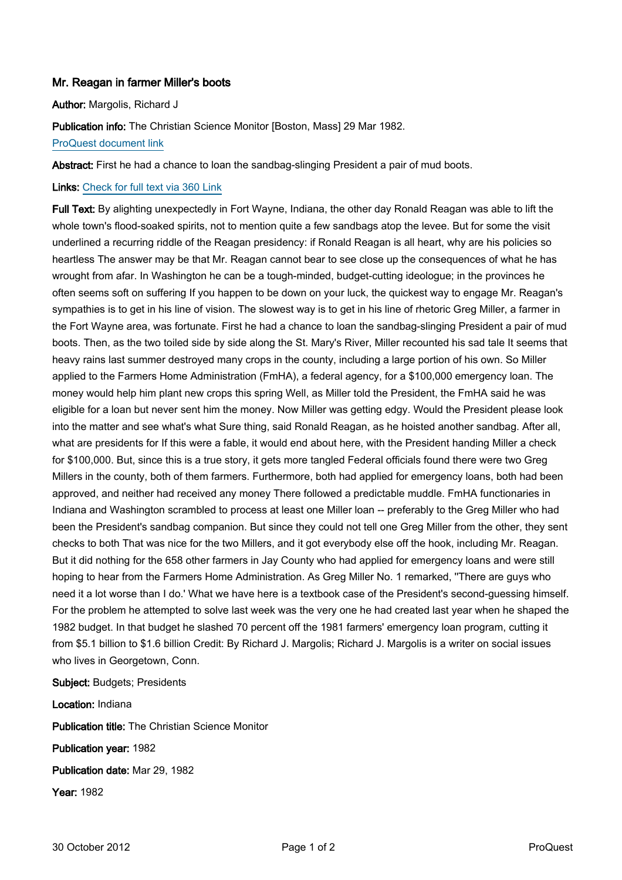# Mr. Reagan in farmer Miller's boots

**Author:** Margolis, Richard J

**Publication info:** The Christian Science Monitor [Boston, Mass] 29 Mar 1982.

[ProQuest document link](#)

**Abstract:** First he had a chance to loan the sandbag-slinging President a pair of mud boots.

**Links:** [Check for full text via 360 Link](#)

**Full Text:** By alighting unexpectedly in Fort Wayne, Indiana, the other day Ronald Reagan was able to lift the whole town's flood-soaked spirits, not to mention quite a few sandbags atop the levee. But for some the visit underlined a recurring riddle of the Reagan presidency: if Ronald Reagan is all heart, why are his policies so heartless The answer may be that Mr. Reagan cannot bear to see close up the consequences of what he has wrought from afar. In Washington he can be a tough-minded, budget-cutting ideologue; in the provinces he often seems soft on suffering If you happen to be down on your luck, the quickest way to engage Mr. Reagan's sympathies is to get in his line of vision. The slowest way is to get in his line of rhetoric Greg Miller, a farmer in the Fort Wayne area, was fortunate. First he had a chance to loan the sandbag-slinging President a pair of mud boots. Then, as the two toiled side by side along the St. Mary's River, Miller recounted his sad tale It seems that heavy rains last summer destroyed many crops in the county, including a large portion of his own. So Miller applied to the Farmers Home Administration (FmHA), a federal agency, for a $100,000 emergency loan. The money would help him plant new crops this spring Well, as Miller told the President, the FmHA said he was eligible for a loan but never sent him the money. Now Miller was getting edgy. Would the President please look into the matter and see what's what Sure thing, said Ronald Reagan, as he hoisted another sandbag. After all, what are presidents for If this were a fable, it would end about here, with the President handing Miller a check for $100,000. But, since this is a true story, it gets more tangled Federal officials found there were two Greg Millers in the county, both of them farmers. Furthermore, both had applied for emergency loans, both had been approved, and neither had received any money There followed a predictable muddle. FmHA functionaries in Indiana and Washington scrambled to process at least one Miller loan -- preferably to the Greg Miller who had been the President's sandbag companion. But since they could not tell one Greg Miller from the other, they sent checks to both That was nice for the two Millers, and it got everybody else off the hook, including Mr. Reagan. But it did nothing for the 658 other farmers in Jay County who had applied for emergency loans and were still hoping to hear from the Farmers Home Administration. As Greg Miller No. 1 remarked, ''There are guys who need it a lot worse than I do.' What we have here is a textbook case of the President's second-guessing himself. For the problem he attempted to solve last week was the very one he had created last year when he shaped the 1982 budget. In that budget he slashed 70 percent off the 1981 farmers' emergency loan program, cutting it from $5.1 billion to $1.6 billion Credit: By Richard J. Margolis; Richard J. Margolis is a writer on social issues who lives in Georgetown, Conn.

**Subject:** Budgets; Presidents

**Location:** Indiana

**Publication title:** The Christian Science Monitor

**Publication year:** 1982

**Publication date:** Mar 29, 1982

**Year:** 1982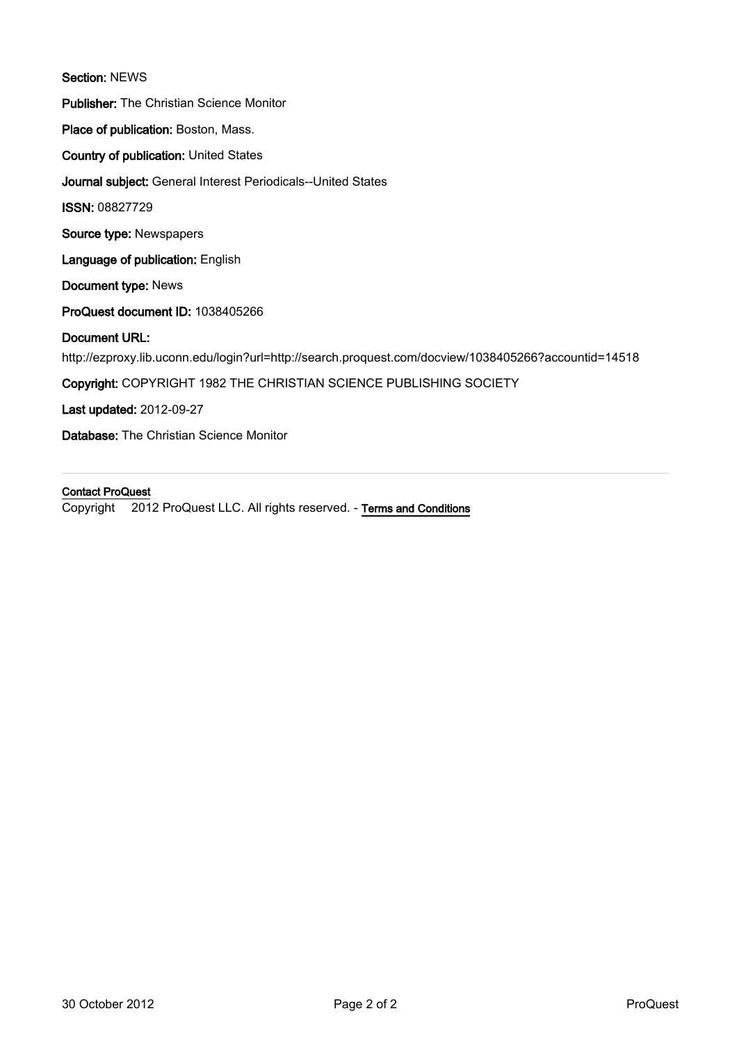**Section:** NEWS

**Publisher:** The Christian Science Monitor

**Place of publication:** Boston, Mass.

**Country of publication:** United States

**Journal subject:** General Interest Periodicals--United States

**ISSN:** 08827729

**Source type:** Newspapers

**Language of publication:** English

**Document type:** News

**ProQuest document ID:** 1038405266

**Document URL:**
http://ezproxy.lib.uconn.edu/login?url=http://search.proquest.com/docview/1038405266?accountid=14518

**Copyright:** COPYRIGHT 1982 THE CHRISTIAN SCIENCE PUBLISHING SOCIETY

**Last updated:** 2012-09-27

**Database:** The Christian Science Monitor

---

Contact ProQuest

Copyright 2012 ProQuest LLC. All rights reserved. - Terms and Conditions